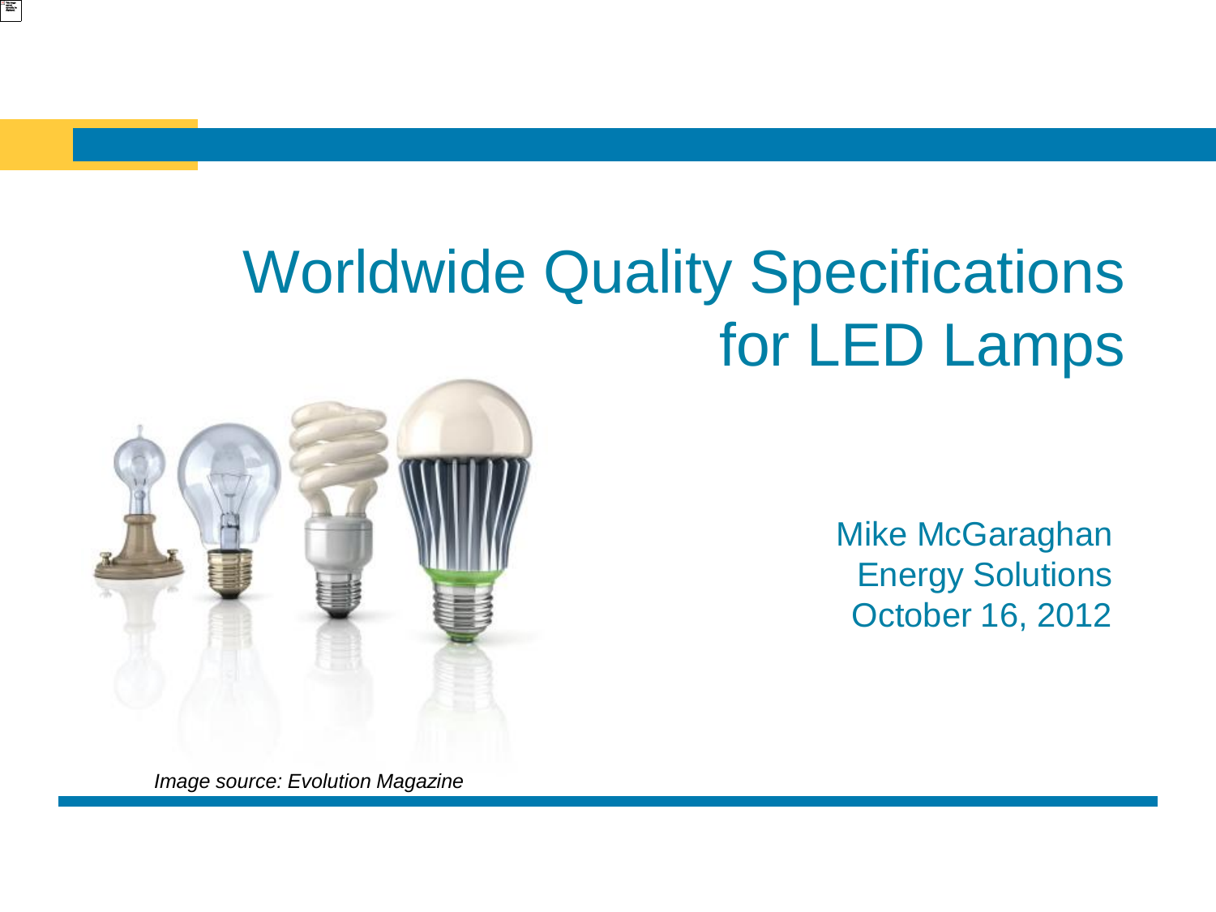# Worldwide Quality Specifications for LED Lamps

Mike McGaraghan
Energy Solutions
October 16, 2012

*Image source: Evolution Magazine*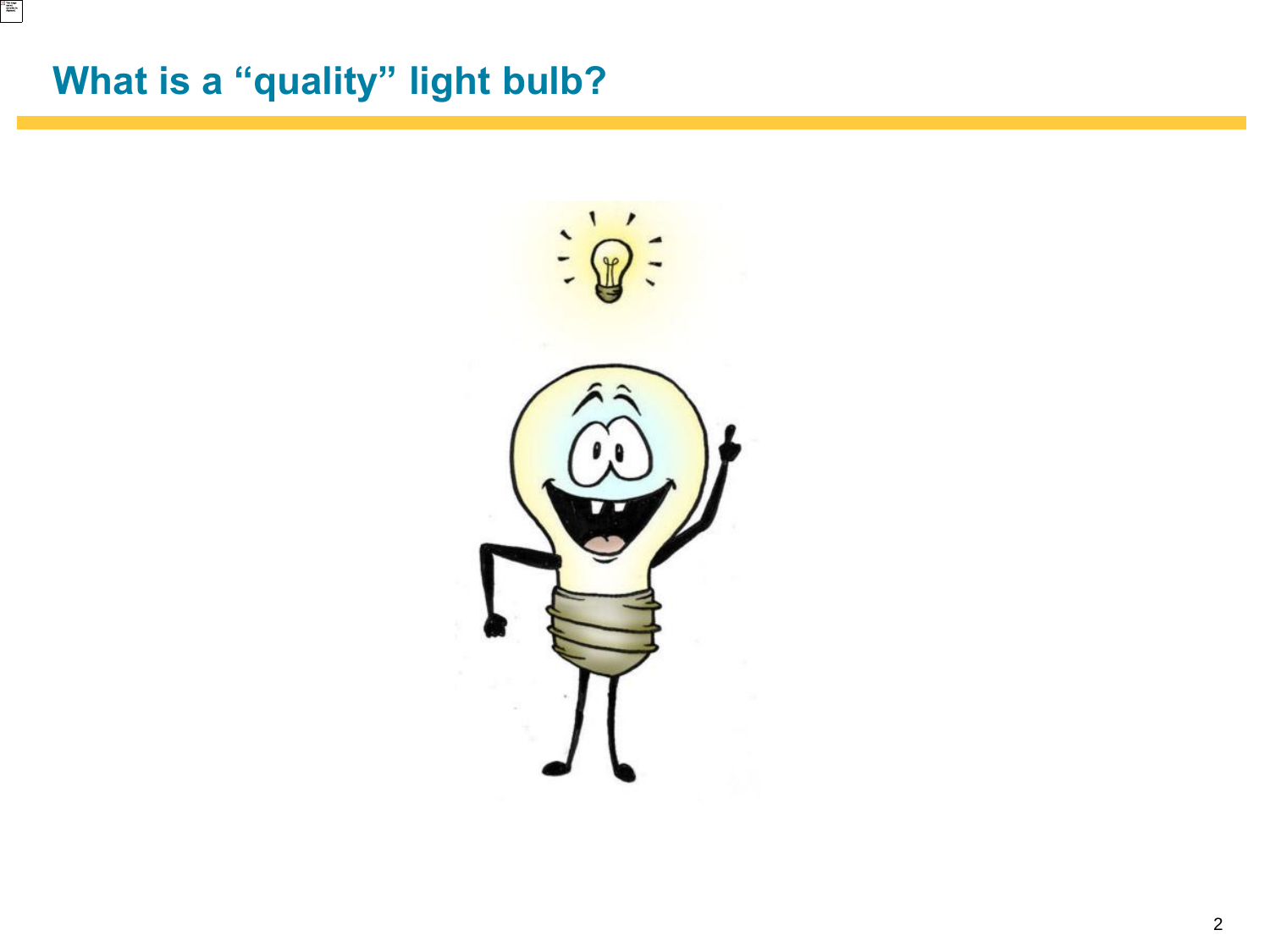# What is a “quality” light bulb?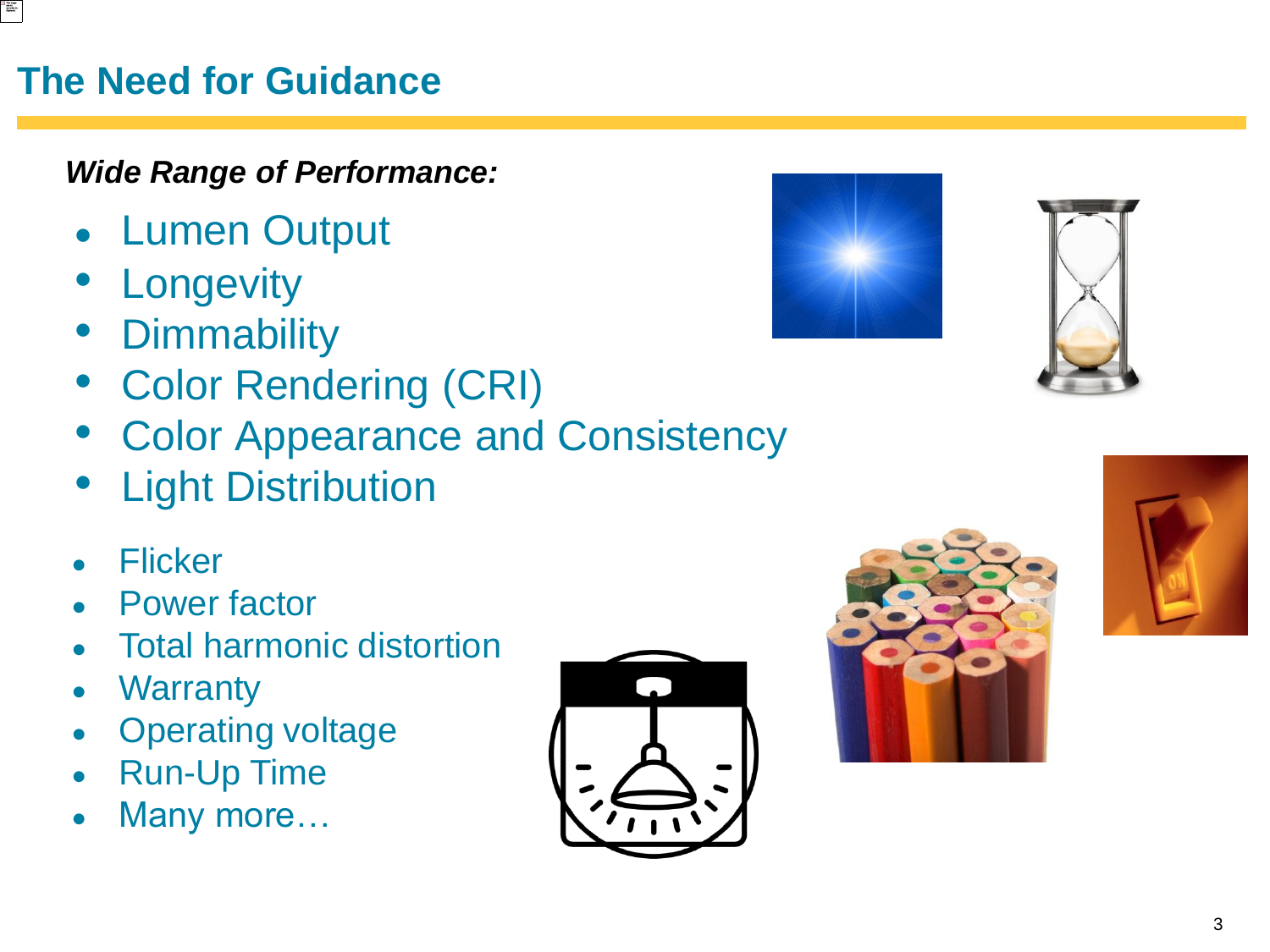# The Need for Guidance

***Wide Range of Performance:***

- Lumen Output
- Longevity
- Dimmability
- Color Rendering (CRI)
- Color Appearance and Consistency
- Light Distribution

- Flicker
- Power factor
- Total harmonic distortion
- Warranty
- Operating voltage
- Run-Up Time
- Many more…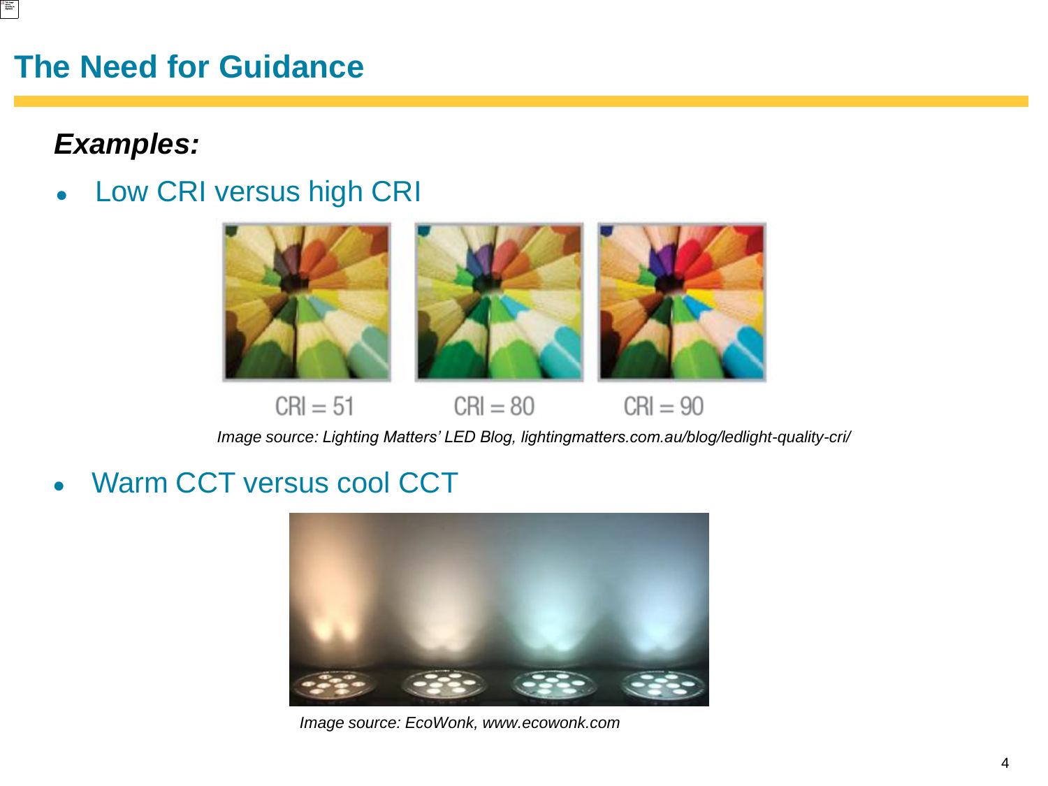# The Need for Guidance

***Examples:***

- Low CRI versus high CRI

CRI = 51 CRI = 80 CRI = 90

*Image source: Lighting Matters' LED Blog, lightingmatters.com.au/blog/ledlight-quality-cri/*

- Warm CCT versus cool CCT

*Image source: EcoWonk, www.ecowonk.com*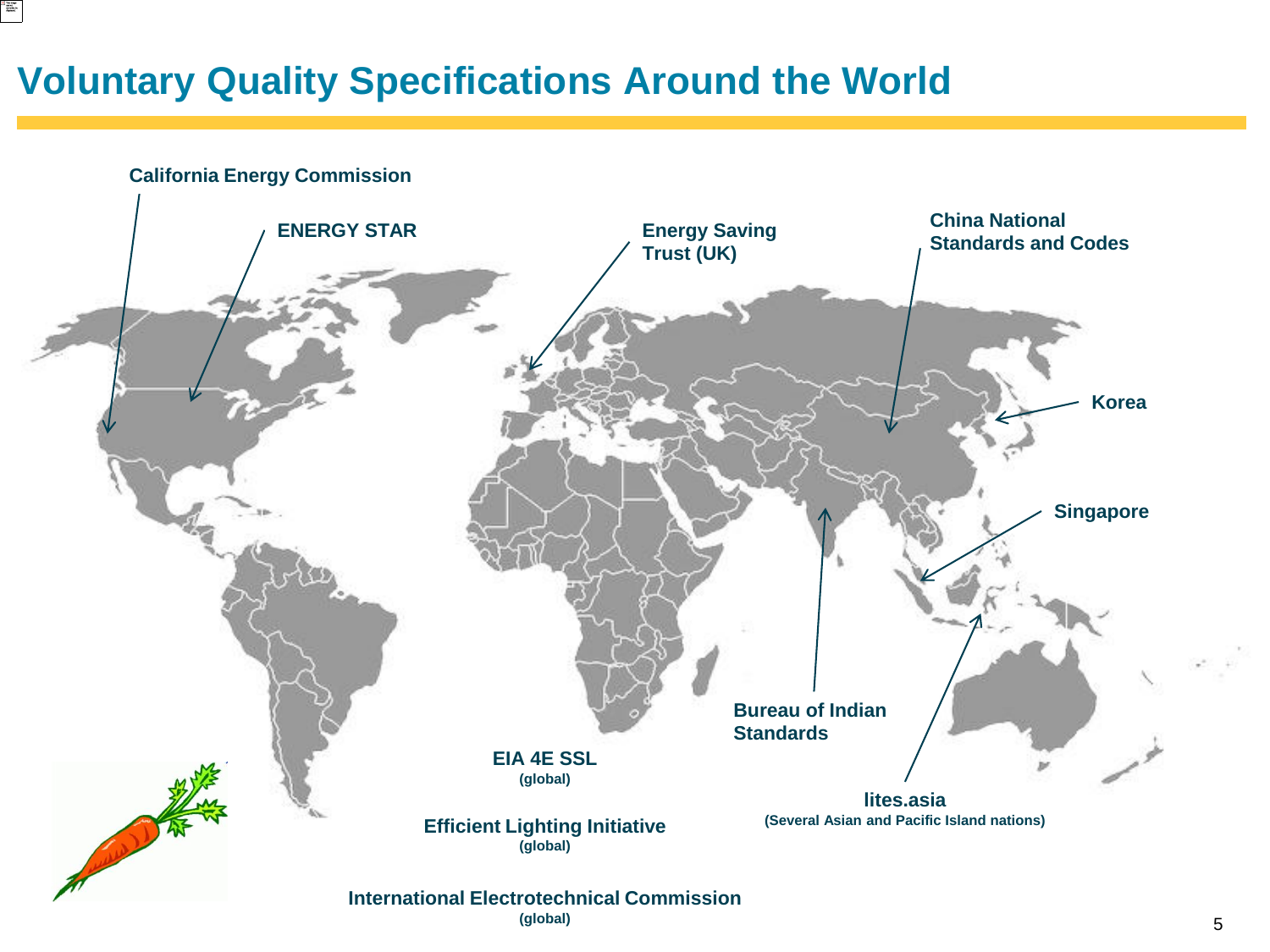# Voluntary Quality Specifications Around the World

- **California Energy Commission**
- **ENERGY STAR**
- **Energy Saving Trust (UK)**
- **China National Standards and Codes**
- **Korea**
- **Singapore**
- **Bureau of Indian Standards**
- **lites.asia** (Several Asian and Pacific Island nations)
- **EIA 4E SSL** (global)
- **Efficient Lighting Initiative** (global)
- **International Electrotechnical Commission** (global)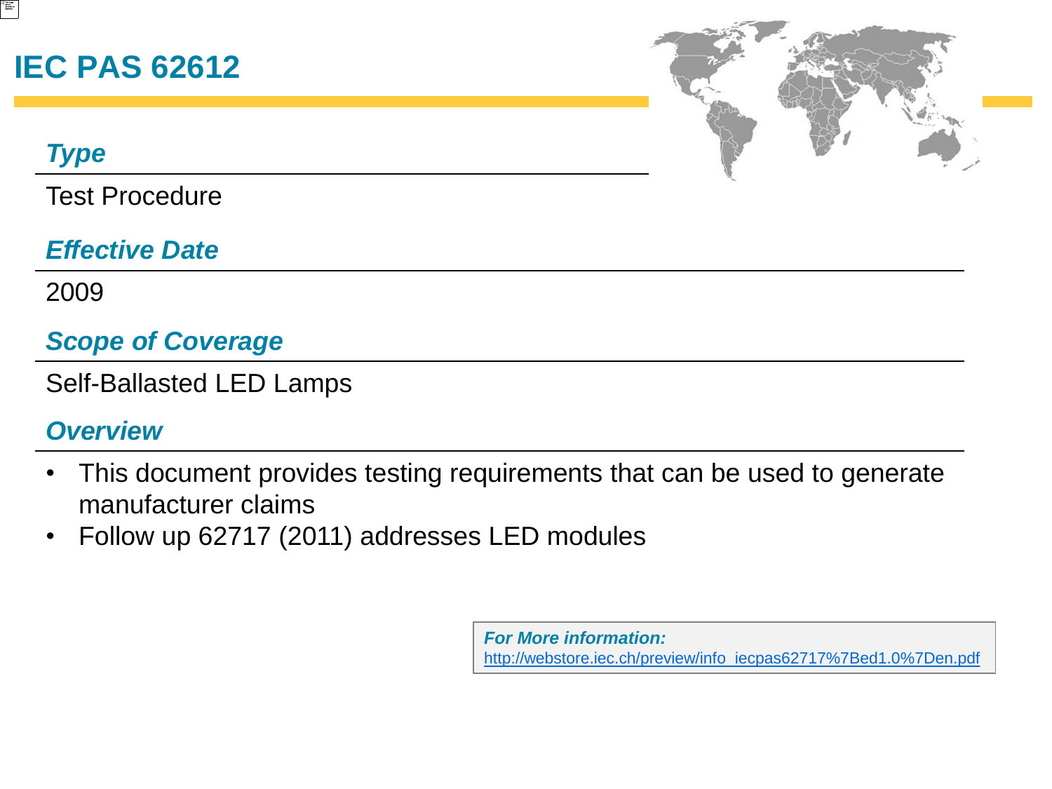# IEC PAS 62612

### *Type*

Test Procedure

### *Effective Date*

2009

### *Scope of Coverage*

Self-Ballasted LED Lamps

### *Overview*

- This document provides testing requirements that can be used to generate manufacturer claims
- Follow up 62717 (2011) addresses LED modules

***For More information:***
http://webstore.iec.ch/preview/info_iecpas62717%7Bed1.0%7Den.pdf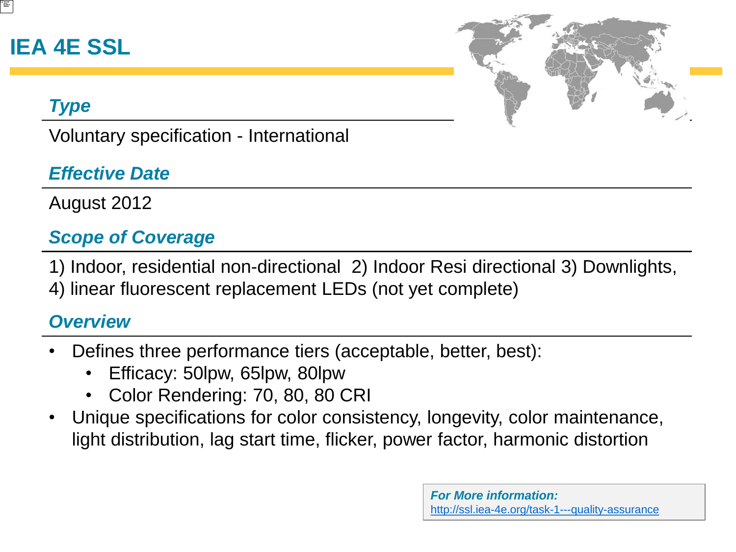# IEA 4E SSL

### *Type*

Voluntary specification - International

### *Effective Date*

August 2012

### *Scope of Coverage*

1) Indoor, residential non-directional 2) Indoor Resi directional 3) Downlights, 4) linear fluorescent replacement LEDs (not yet complete)

### *Overview*

- Defines three performance tiers (acceptable, better, best):
  - Efficacy: 50lpw, 65lpw, 80lpw
  - Color Rendering: 70, 80, 80 CRI
- Unique specifications for color consistency, longevity, color maintenance, light distribution, lag start time, flicker, power factor, harmonic distortion

***For More information:***
http://ssl.iea-4e.org/task-1---quality-assurance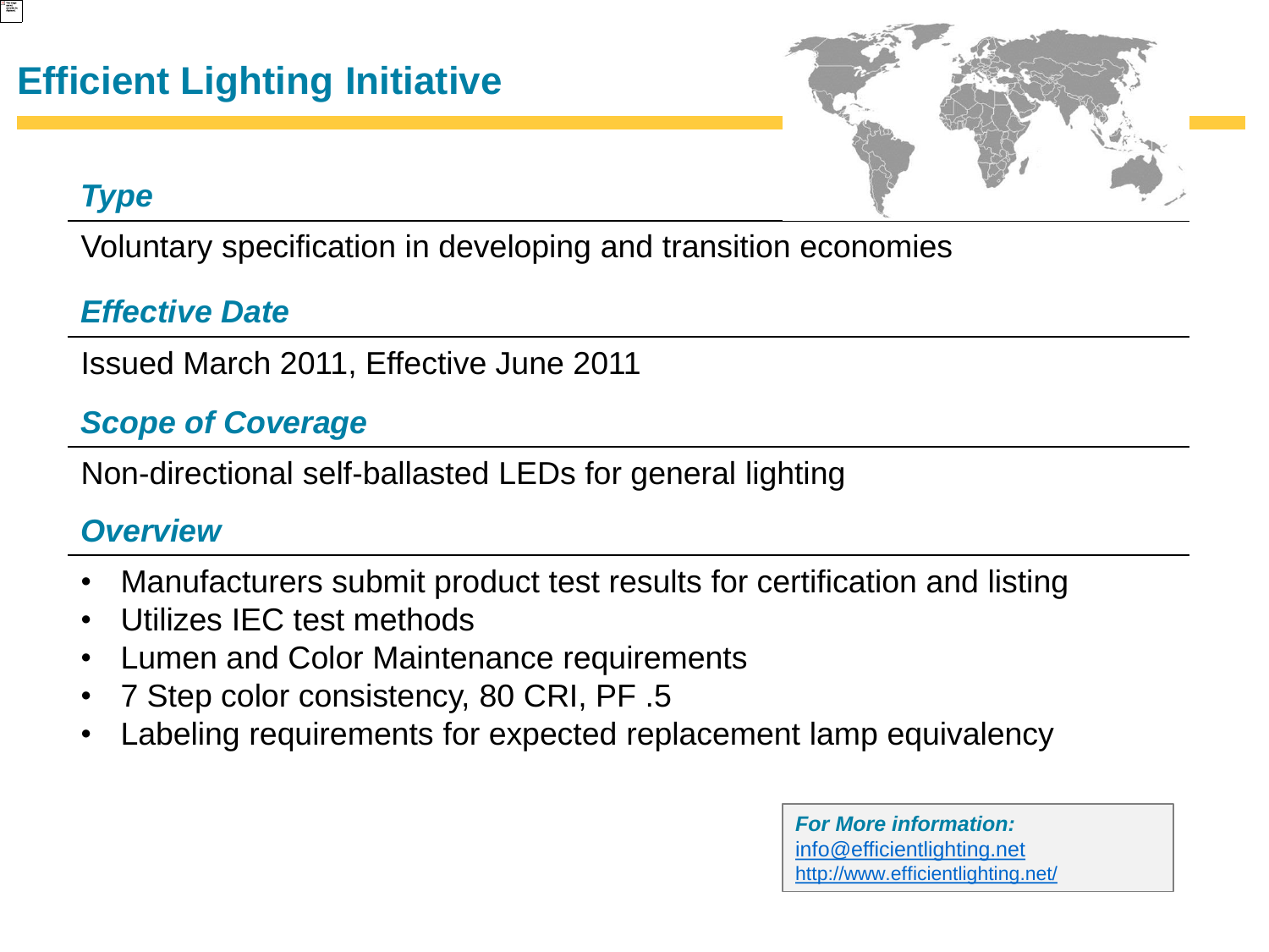# Efficient Lighting Initiative

### *Type*

Voluntary specification in developing and transition economies

### *Effective Date*

Issued March 2011, Effective June 2011

### *Scope of Coverage*

Non-directional self-ballasted LEDs for general lighting

### *Overview*

- Manufacturers submit product test results for certification and listing
- Utilizes IEC test methods
- Lumen and Color Maintenance requirements
- 7 Step color consistency, 80 CRI, PF .5
- Labeling requirements for expected replacement lamp equivalency

***For More information:***
info@efficientlighting.net
http://www.efficientlighting.net/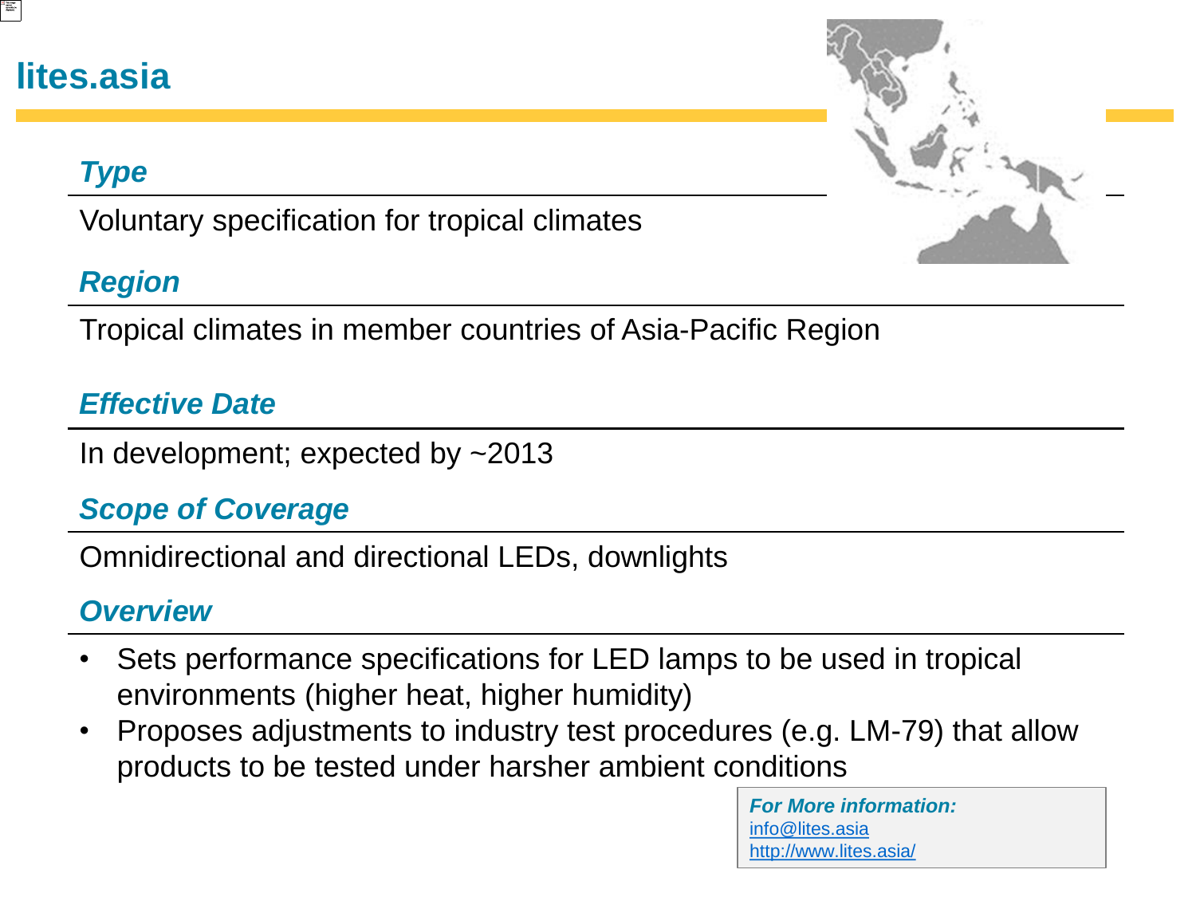# lites.asia

### *Type*

Voluntary specification for tropical climates

### *Region*

Tropical climates in member countries of Asia-Pacific Region

### *Effective Date*

In development; expected by ~2013

### *Scope of Coverage*

Omnidirectional and directional LEDs, downlights

### *Overview*

- Sets performance specifications for LED lamps to be used in tropical environments (higher heat, higher humidity)
- Proposes adjustments to industry test procedures (e.g. LM-79) that allow products to be tested under harsher ambient conditions

***For More information:***
info@lites.asia
http://www.lites.asia/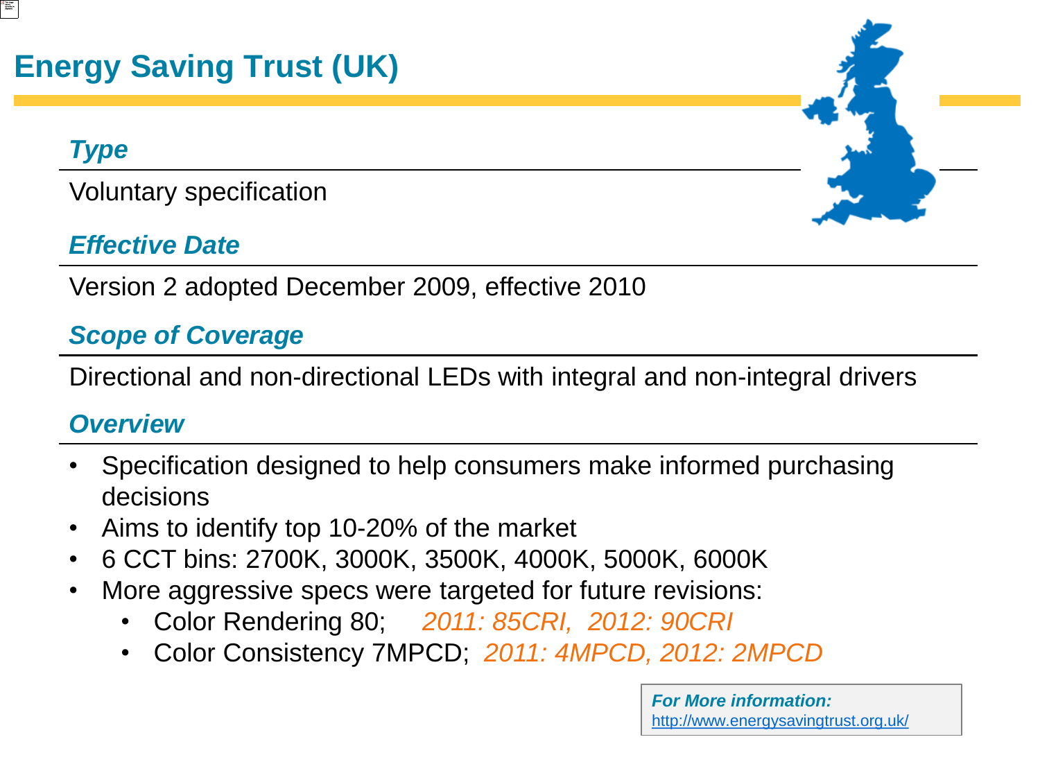# Energy Saving Trust (UK)

### *Type*

Voluntary specification

### *Effective Date*

Version 2 adopted December 2009, effective 2010

### *Scope of Coverage*

Directional and non-directional LEDs with integral and non-integral drivers

### *Overview*

- Specification designed to help consumers make informed purchasing decisions
- Aims to identify top 10-20% of the market
- 6 CCT bins: 2700K, 3000K, 3500K, 4000K, 5000K, 6000K
- More aggressive specs were targeted for future revisions:
  - Color Rendering 80; *2011: 85CRI, 2012: 90CRI*
  - Color Consistency 7MPCD; *2011: 4MPCD, 2012: 2MPCD*

***For More information:***
http://www.energysavingtrust.org.uk/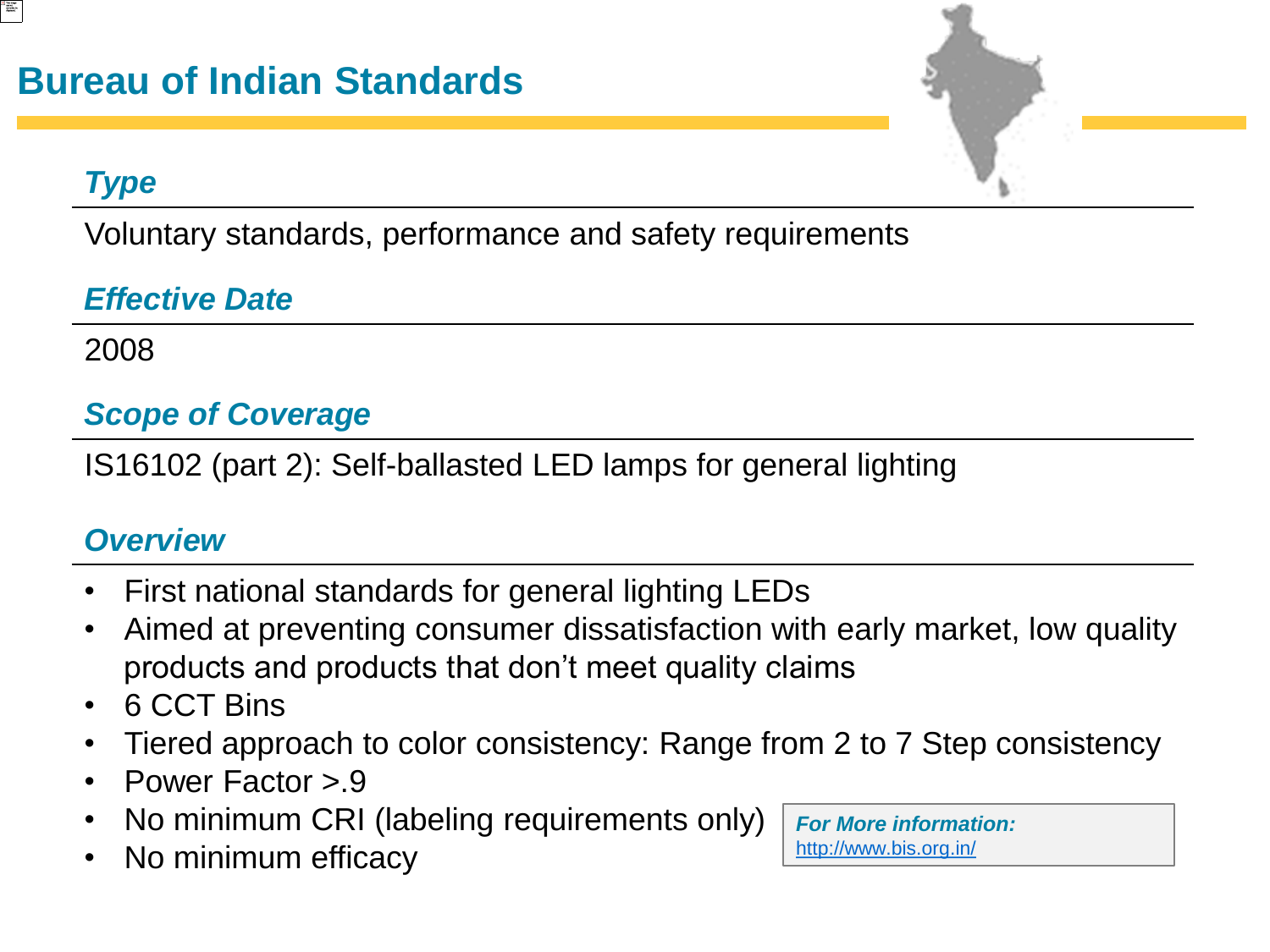# Bureau of Indian Standards

## *Type*

Voluntary standards, performance and safety requirements

## *Effective Date*

2008

## *Scope of Coverage*

IS16102 (part 2): Self-ballasted LED lamps for general lighting

## *Overview*

- First national standards for general lighting LEDs
- Aimed at preventing consumer dissatisfaction with early market, low quality products and products that don't meet quality claims
- 6 CCT Bins
- Tiered approach to color consistency: Range from 2 to 7 Step consistency
- Power Factor >.9
- No minimum CRI (labeling requirements only)
- No minimum efficacy

***For More information:***
http://www.bis.org.in/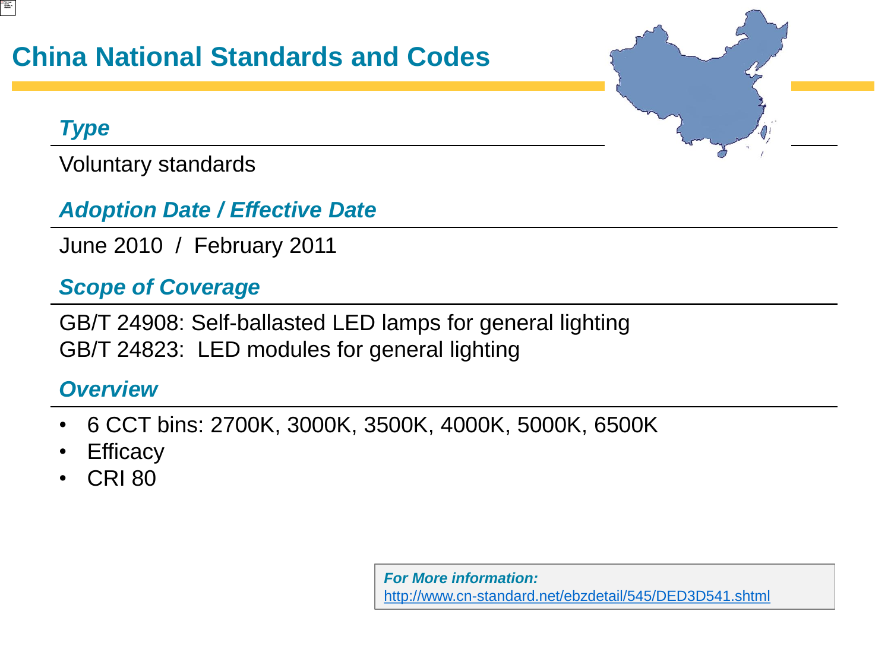# China National Standards and Codes

### *Type*

Voluntary standards

### *Adoption Date / Effective Date*

June 2010 / February 2011

### *Scope of Coverage*

GB/T 24908: Self-ballasted LED lamps for general lighting
GB/T 24823: LED modules for general lighting

### *Overview*

- 6 CCT bins: 2700K, 3000K, 3500K, 4000K, 5000K, 6500K
- Efficacy
- CRI 80

***For More information:***
http://www.cn-standard.net/ebzdetail/545/DED3D541.shtml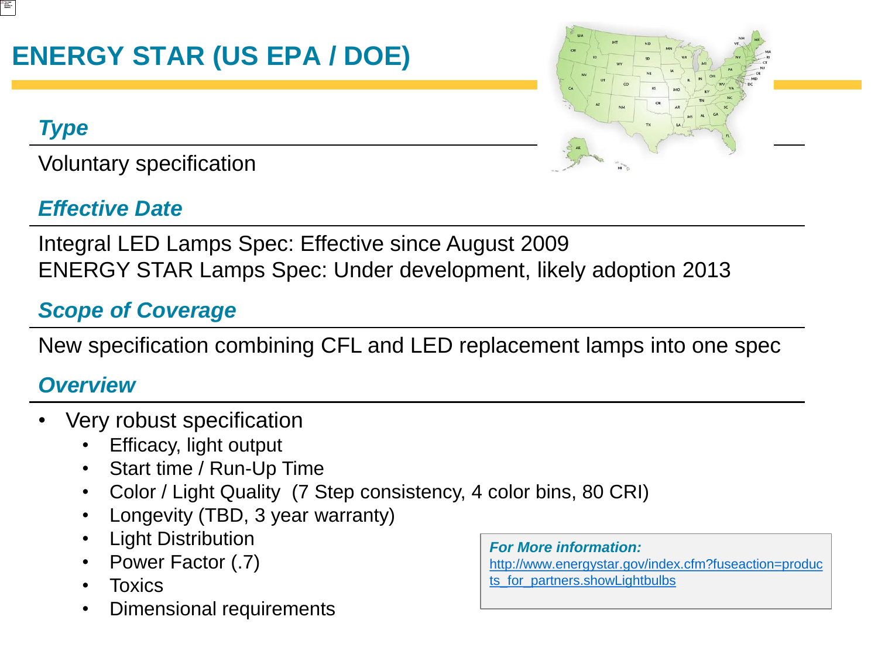# ENERGY STAR (US EPA / DOE)

### *Type*

Voluntary specification

### *Effective Date*

Integral LED Lamps Spec: Effective since August 2009
ENERGY STAR Lamps Spec: Under development, likely adoption 2013

### *Scope of Coverage*

New specification combining CFL and LED replacement lamps into one spec

### *Overview*

- Very robust specification
  - Efficacy, light output
  - Start time / Run-Up Time
  - Color / Light Quality (7 Step consistency, 4 color bins, 80 CRI)
  - Longevity (TBD, 3 year warranty)
  - Light Distribution
  - Power Factor (.7)
  - Toxics
  - Dimensional requirements

***For More information:***
http://www.energystar.gov/index.cfm?fuseaction=products_for_partners.showLightbulbs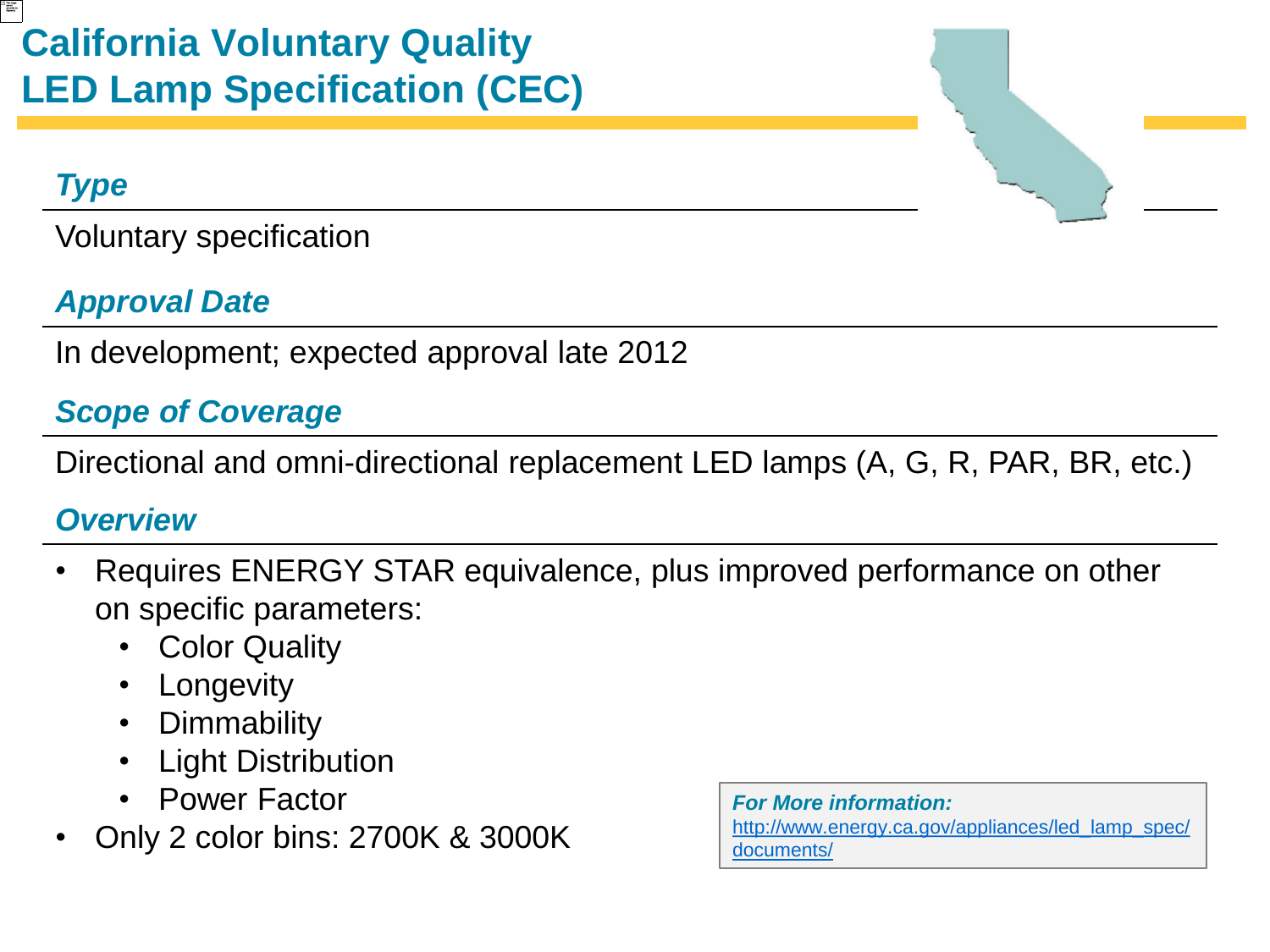# California Voluntary Quality LED Lamp Specification (CEC)

### *Type*

Voluntary specification

### *Approval Date*

In development; expected approval late 2012

### *Scope of Coverage*

Directional and omni-directional replacement LED lamps (A, G, R, PAR, BR, etc.)

### *Overview*

- Requires ENERGY STAR equivalence, plus improved performance on other on specific parameters:
  - Color Quality
  - Longevity
  - Dimmability
  - Light Distribution
  - Power Factor
- Only 2 color bins: 2700K & 3000K

***For More information:***
http://www.energy.ca.gov/appliances/led_lamp_spec/documents/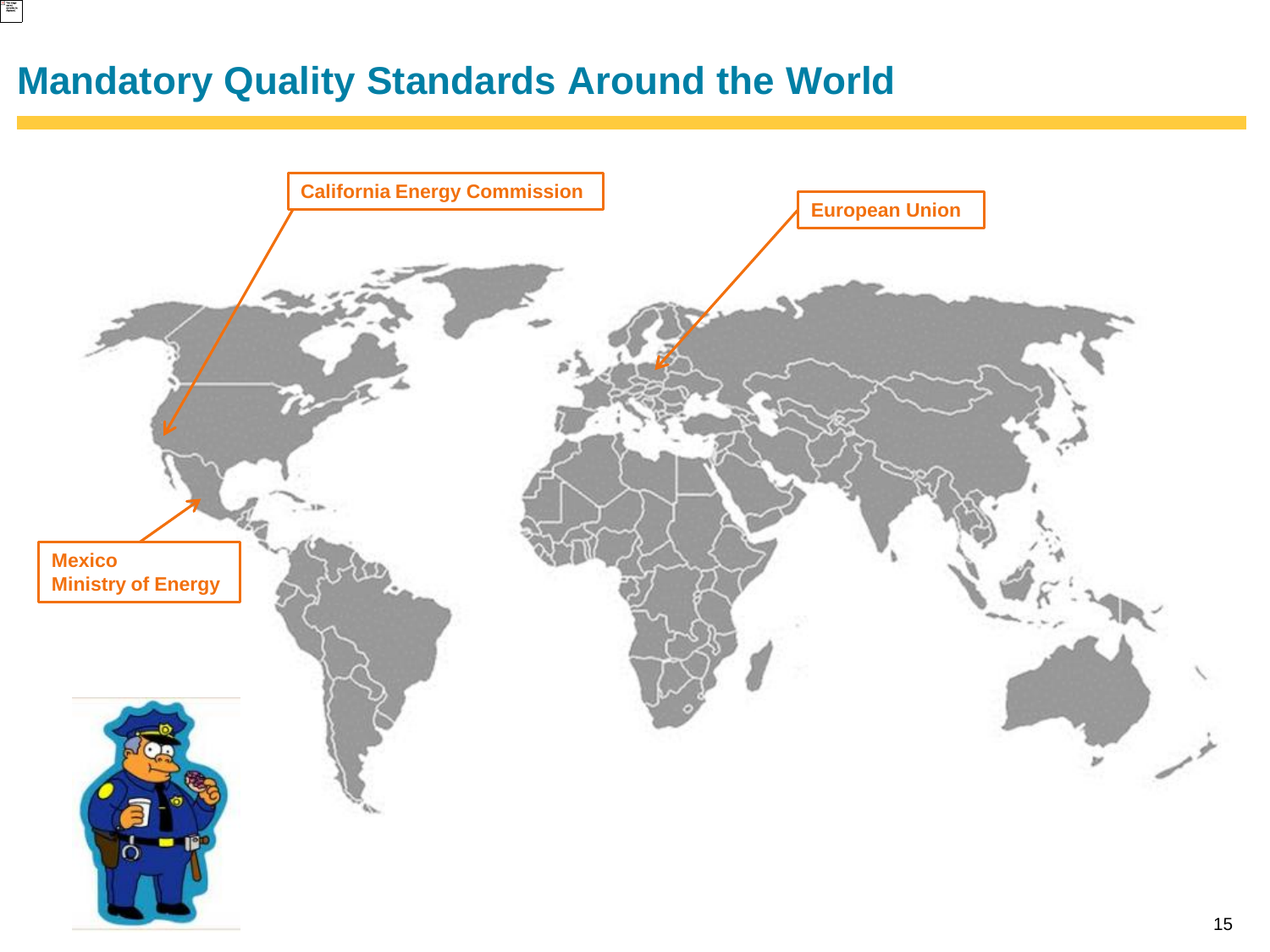# Mandatory Quality Standards Around the World

California Energy Commission

European Union

Mexico
Ministry of Energy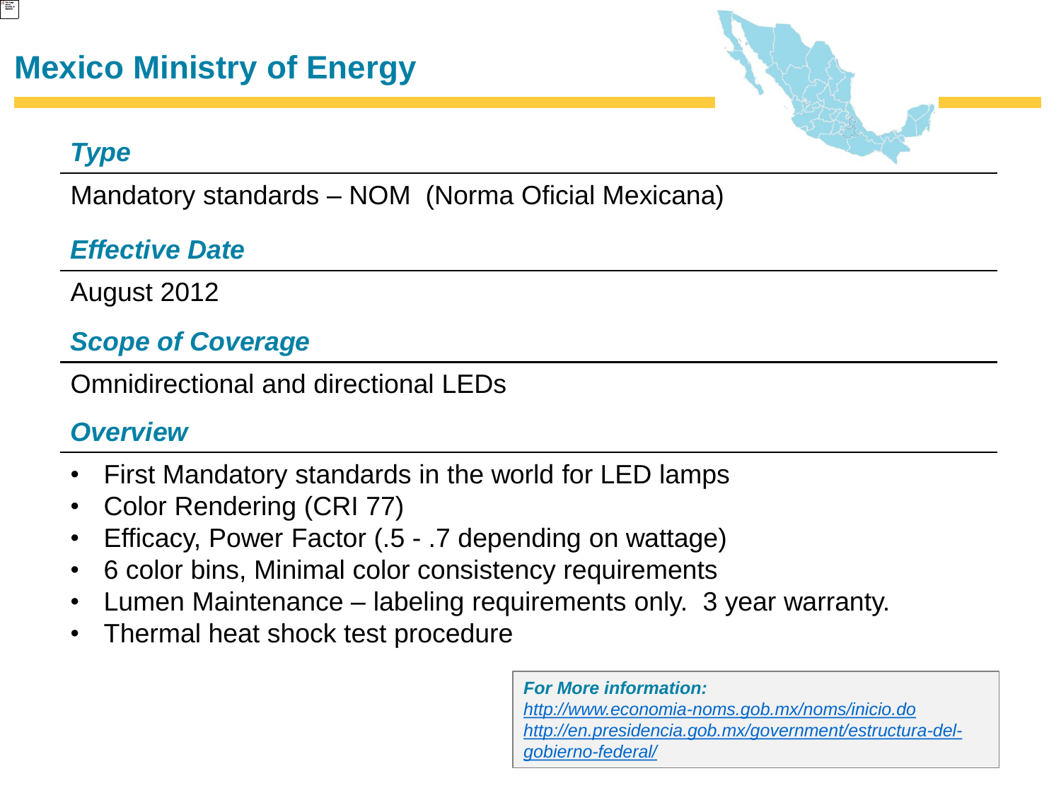# Mexico Ministry of Energy

### *Type*

Mandatory standards – NOM (Norma Oficial Mexicana)

### *Effective Date*

August 2012

### *Scope of Coverage*

Omnidirectional and directional LEDs

### *Overview*

- First Mandatory standards in the world for LED lamps
- Color Rendering (CRI 77)
- Efficacy, Power Factor (.5 - .7 depending on wattage)
- 6 color bins, Minimal color consistency requirements
- Lumen Maintenance – labeling requirements only. 3 year warranty.
- Thermal heat shock test procedure

***For More information:***
*http://www.economia-noms.gob.mx/noms/inicio.do*
*http://en.presidencia.gob.mx/government/estructura-del-gobierno-federal/*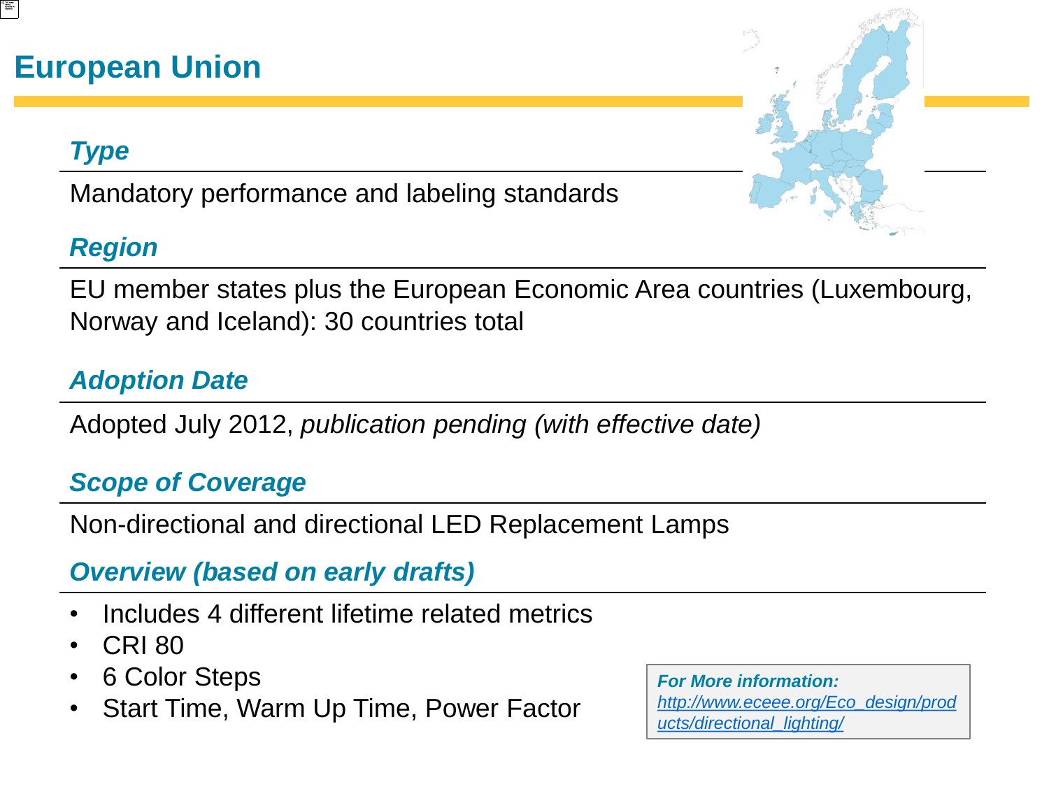# European Union

### *Type*

Mandatory performance and labeling standards

### *Region*

EU member states plus the European Economic Area countries (Luxembourg, Norway and Iceland): 30 countries total

### *Adoption Date*

Adopted July 2012, *publication pending (with effective date)*

### *Scope of Coverage*

Non-directional and directional LED Replacement Lamps

### *Overview (based on early drafts)*

- Includes 4 different lifetime related metrics
- CRI 80
- 6 Color Steps
- Start Time, Warm Up Time, Power Factor

***For More information:***
*http://www.eceee.org/Eco_design/products/directional_lighting/*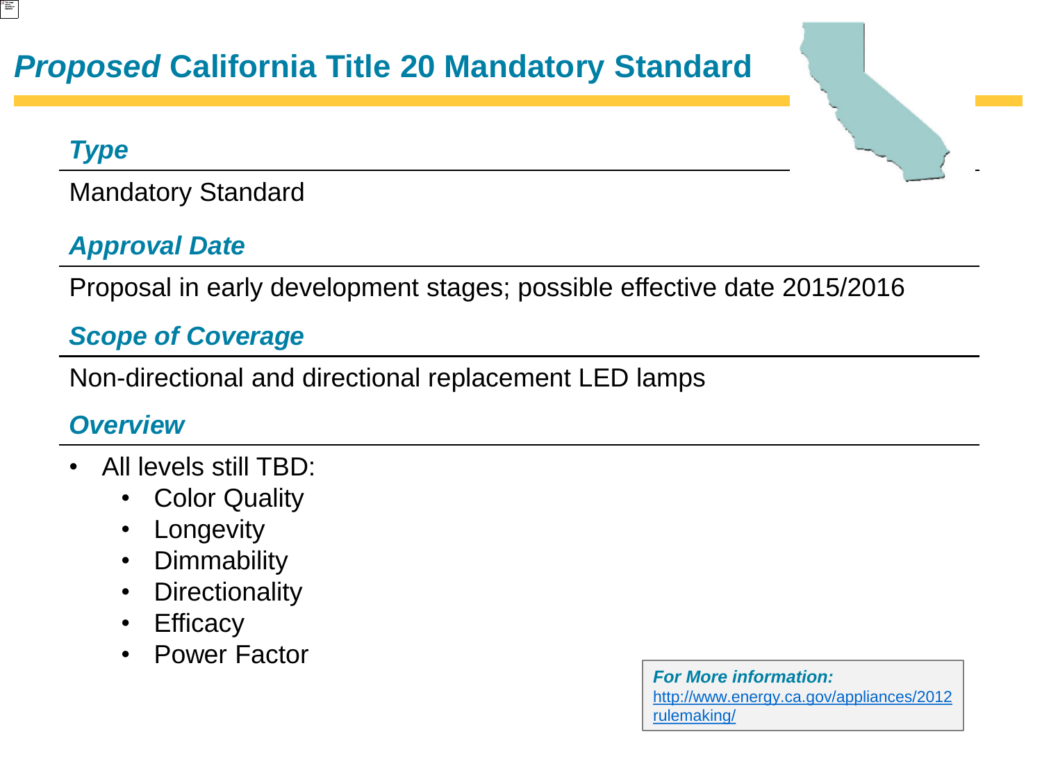# *Proposed* California Title 20 Mandatory Standard

### *Type*

Mandatory Standard

### *Approval Date*

Proposal in early development stages; possible effective date 2015/2016

### *Scope of Coverage*

Non-directional and directional replacement LED lamps

### *Overview*

- All levels still TBD:
  - Color Quality
  - Longevity
  - Dimmability
  - Directionality
  - Efficacy
  - Power Factor

***For More information:***
http://www.energy.ca.gov/appliances/2012rulemaking/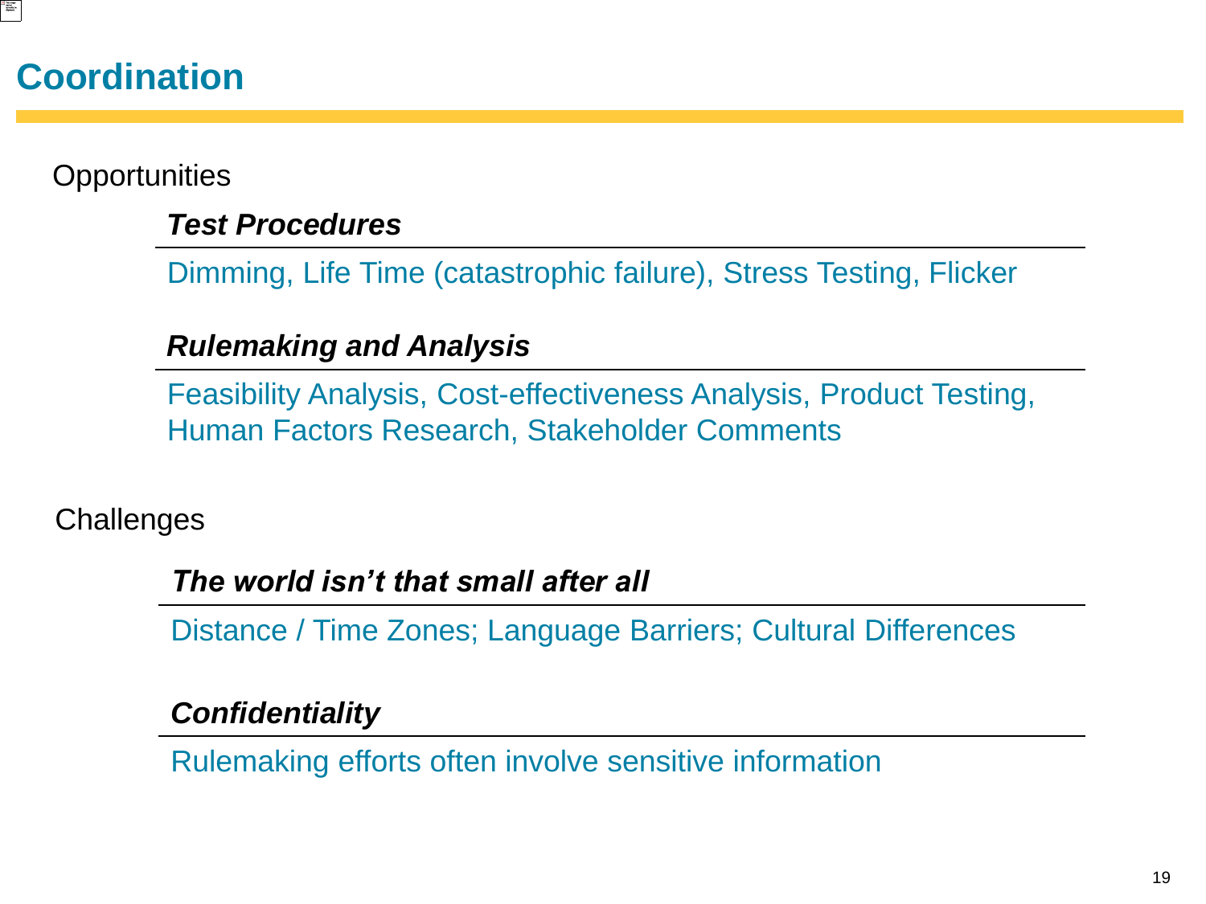# Coordination

## Opportunities

### *Test Procedures*

Dimming, Life Time (catastrophic failure), Stress Testing, Flicker

### *Rulemaking and Analysis*

Feasibility Analysis, Cost-effectiveness Analysis, Product Testing, Human Factors Research, Stakeholder Comments

## Challenges

### *The world isn't that small after all*

Distance / Time Zones; Language Barriers; Cultural Differences

### *Confidentiality*

Rulemaking efforts often involve sensitive information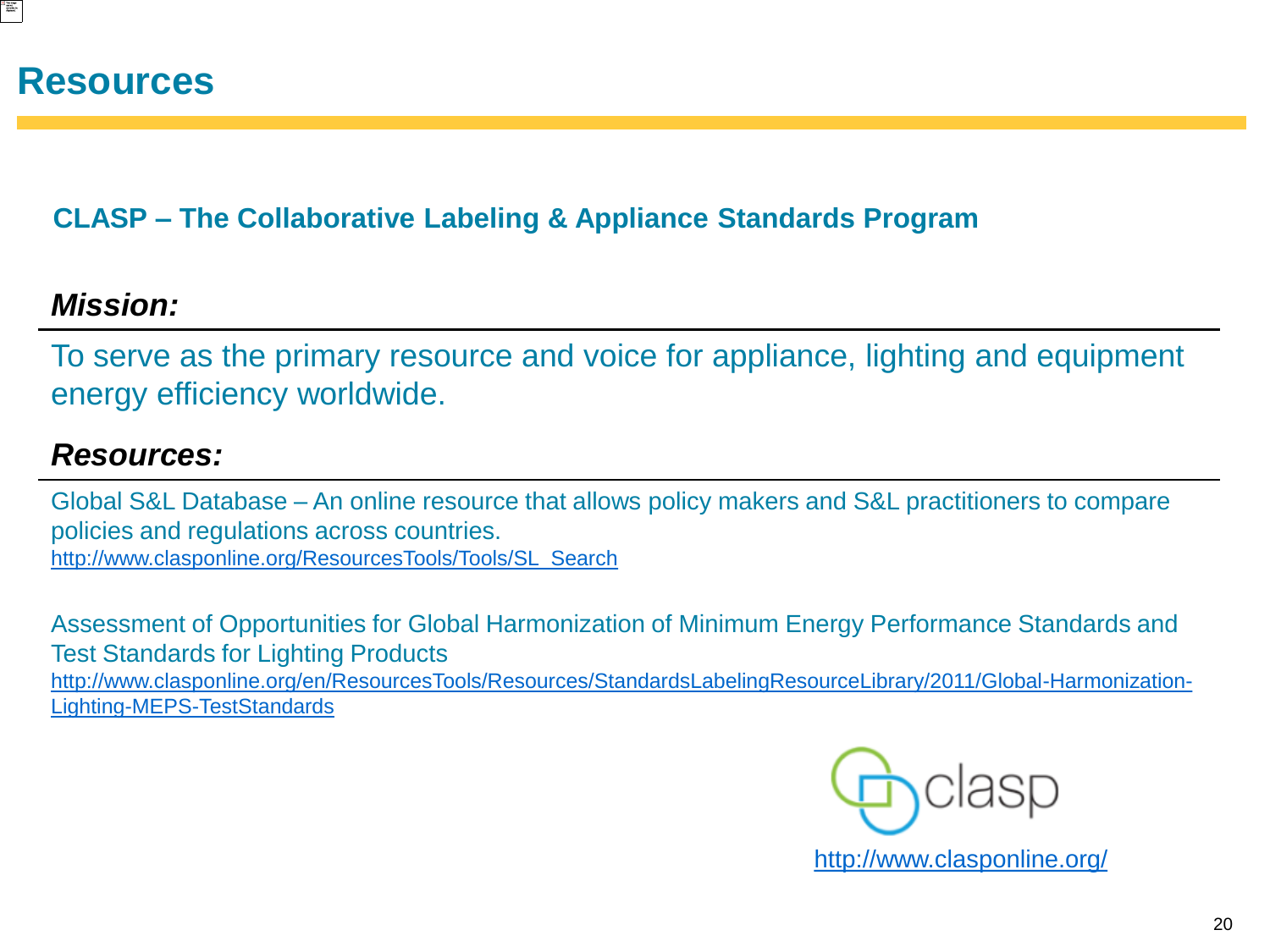# Resources

## CLASP – The Collaborative Labeling & Appliance Standards Program

***Mission:***

To serve as the primary resource and voice for appliance, lighting and equipment energy efficiency worldwide.

***Resources:***

Global S&L Database – An online resource that allows policy makers and S&L practitioners to compare policies and regulations across countries.
http://www.clasponline.org/ResourcesTools/Tools/SL_Search

Assessment of Opportunities for Global Harmonization of Minimum Energy Performance Standards and Test Standards for Lighting Products
http://www.clasponline.org/en/ResourcesTools/Resources/StandardsLabelingResourceLibrary/2011/Global-Harmonization-Lighting-MEPS-TestStandards

clasp

http://www.clasponline.org/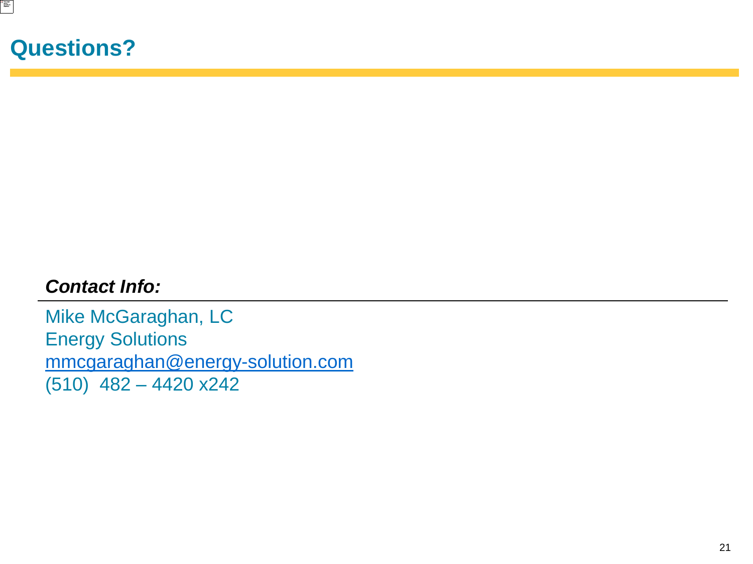# Questions?

***Contact Info:***

Mike McGaraghan, LC
Energy Solutions
mmcgaraghan@energy-solution.com
(510)  482 – 4420 x242